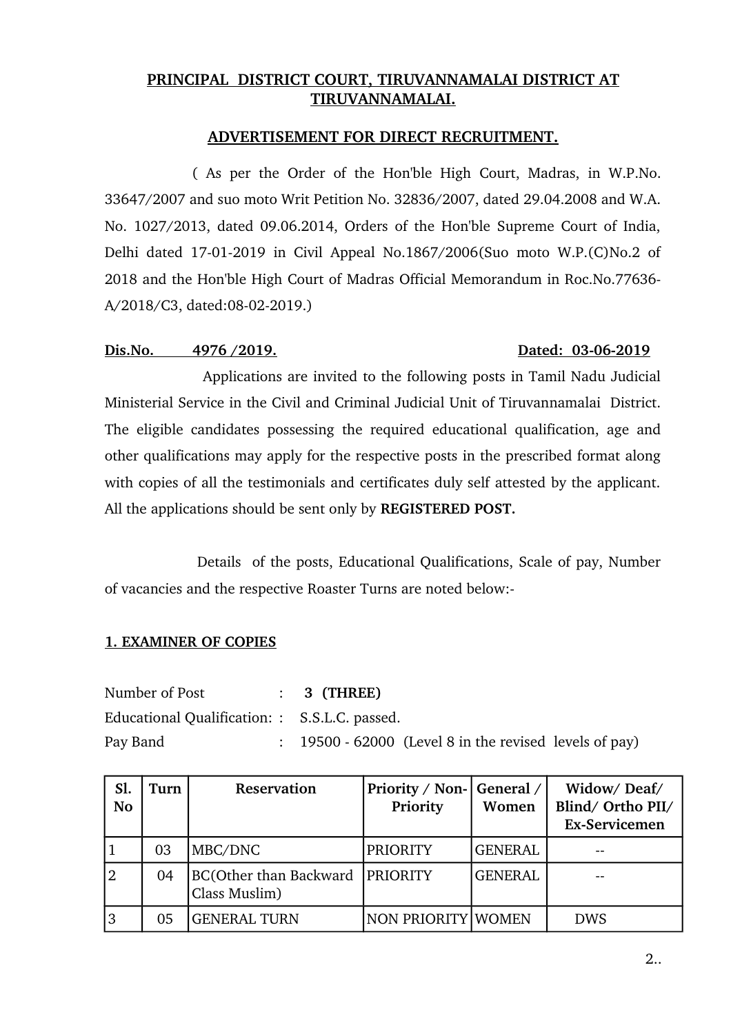## PRINCIPAL DISTRICT COURT, TIRUVANNAMALAI DISTRICT AT TIRUVANNAMALAI.

## ADVERTISEMENT FOR DIRECT RECRUITMENT.

( As per the Order of the Hon'ble High Court, Madras, in W.P.No. 33647/2007 and suo moto Writ Petition No. 32836/2007, dated 29.04.2008 and W.A. No. 1027/2013, dated 09.06.2014, Orders of the Hon'ble Supreme Court of India, Delhi dated 17-01-2019 in Civil Appeal No.1867/2006(Suo moto W.P.(C)No.2 of 2018 and the Hon'ble High Court of Madras Official Memorandum in Roc.No.77636-A/2018/C3, dated:08-02-2019.)

**Dis.No. 4976 /2019.** **Dated: 03-06-2019**

Applications are invited to the following posts in Tamil Nadu Judicial Ministerial Service in the Civil and Criminal Judicial Unit of Tiruvannamalai District. The eligible candidates possessing the required educational qualification, age and other qualifications may apply for the respective posts in the prescribed format along with copies of all the testimonials and certificates duly self attested by the applicant. All the applications should be sent only by **REGISTERED POST.**

Details of the posts, Educational Qualifications, Scale of pay, Number of vacancies and the respective Roaster Turns are noted below:-

### 1. EXAMINER OF COPIES

Number of Post : **3 (THREE)**
Educational Qualification: : S.S.L.C. passed.
Pay Band : 19500 - 62000 (Level 8 in the revised levels of pay)

| Sl. No | Turn | Reservation | Priority / Non-Priority | General / Women | Widow/ Deaf/ Blind/ Ortho PII/ Ex-Servicemen |
|---|---|---|---|---|---|
| 1 | 03 | MBC/DNC | PRIORITY | GENERAL | -- |
| 2 | 04 | BC(Other than Backward Class Muslim) | PRIORITY | GENERAL | -- |
| 3 | 05 | GENERAL TURN | NON PRIORITY | WOMEN | DWS |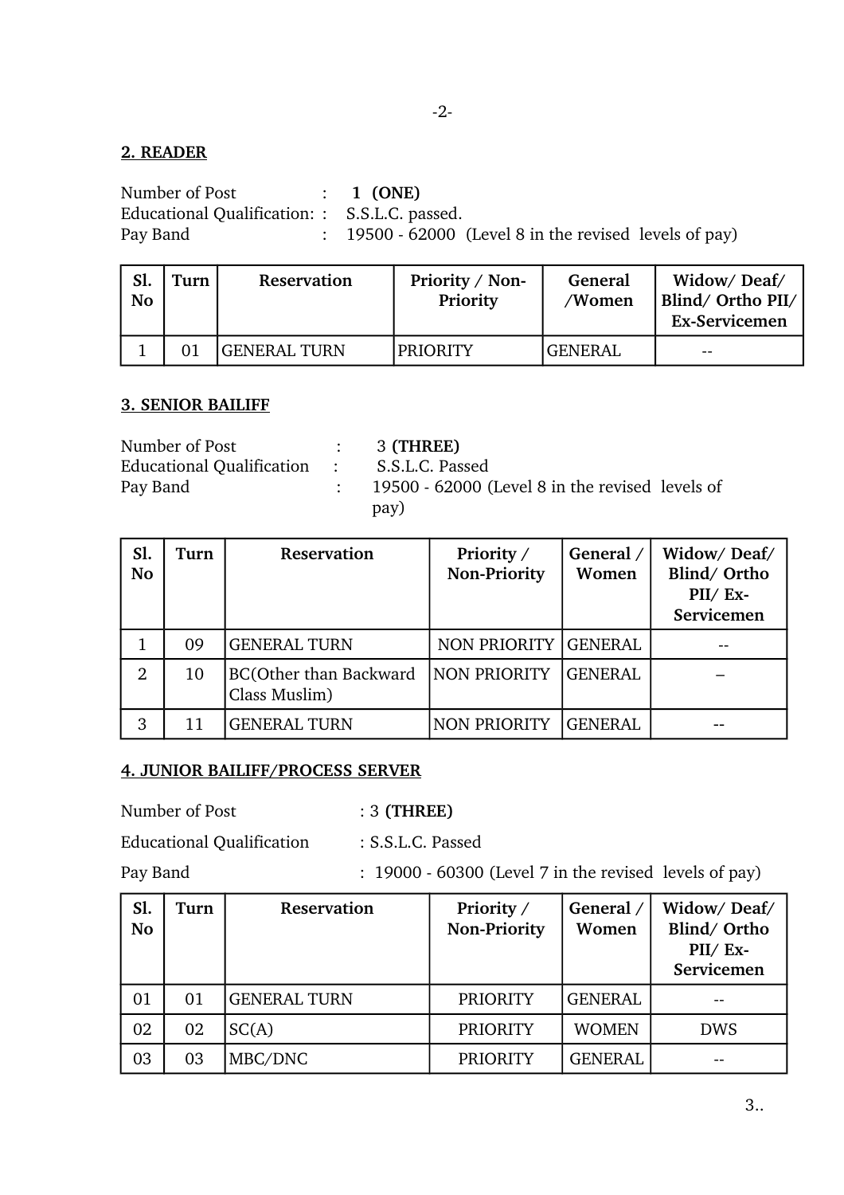## 2. READER

Number of Post : **1 (ONE)**
Educational Qualification: : S.S.L.C. passed.
Pay Band : 19500 - 62000 (Level 8 in the revised levels of pay)

| Sl. No | Turn | Reservation | Priority / Non-Priority | General /Women | Widow/ Deaf/ Blind/ Ortho PII/ Ex-Servicemen |
|---|---|---|---|---|---|
| 1 | 01 | GENERAL TURN | PRIORITY | GENERAL | -- |

## 3. SENIOR BAILIFF

Number of Post : 3 **(THREE)**
Educational Qualification : S.S.L.C. Passed
Pay Band : 19500 - 62000 (Level 8 in the revised levels of pay)

| Sl. No | Turn | Reservation | Priority / Non-Priority | General / Women | Widow/ Deaf/ Blind/ Ortho PII/ Ex-Servicemen |
|---|---|---|---|---|---|
| 1 | 09 | GENERAL TURN | NON PRIORITY | GENERAL | -- |
| 2 | 10 | BC(Other than Backward Class Muslim) | NON PRIORITY | GENERAL | – |
| 3 | 11 | GENERAL TURN | NON PRIORITY | GENERAL | -- |

## 4. JUNIOR BAILIFF/PROCESS SERVER

Number of Post : 3 **(THREE)**

Educational Qualification : S.S.L.C. Passed

Pay Band : 19000 - 60300 (Level 7 in the revised levels of pay)

| Sl. No | Turn | Reservation | Priority / Non-Priority | General / Women | Widow/ Deaf/ Blind/ Ortho PII/ Ex-Servicemen |
|---|---|---|---|---|---|
| 01 | 01 | GENERAL TURN | PRIORITY | GENERAL | -- |
| 02 | 02 | SC(A) | PRIORITY | WOMEN | DWS |
| 03 | 03 | MBC/DNC | PRIORITY | GENERAL | -- |

3..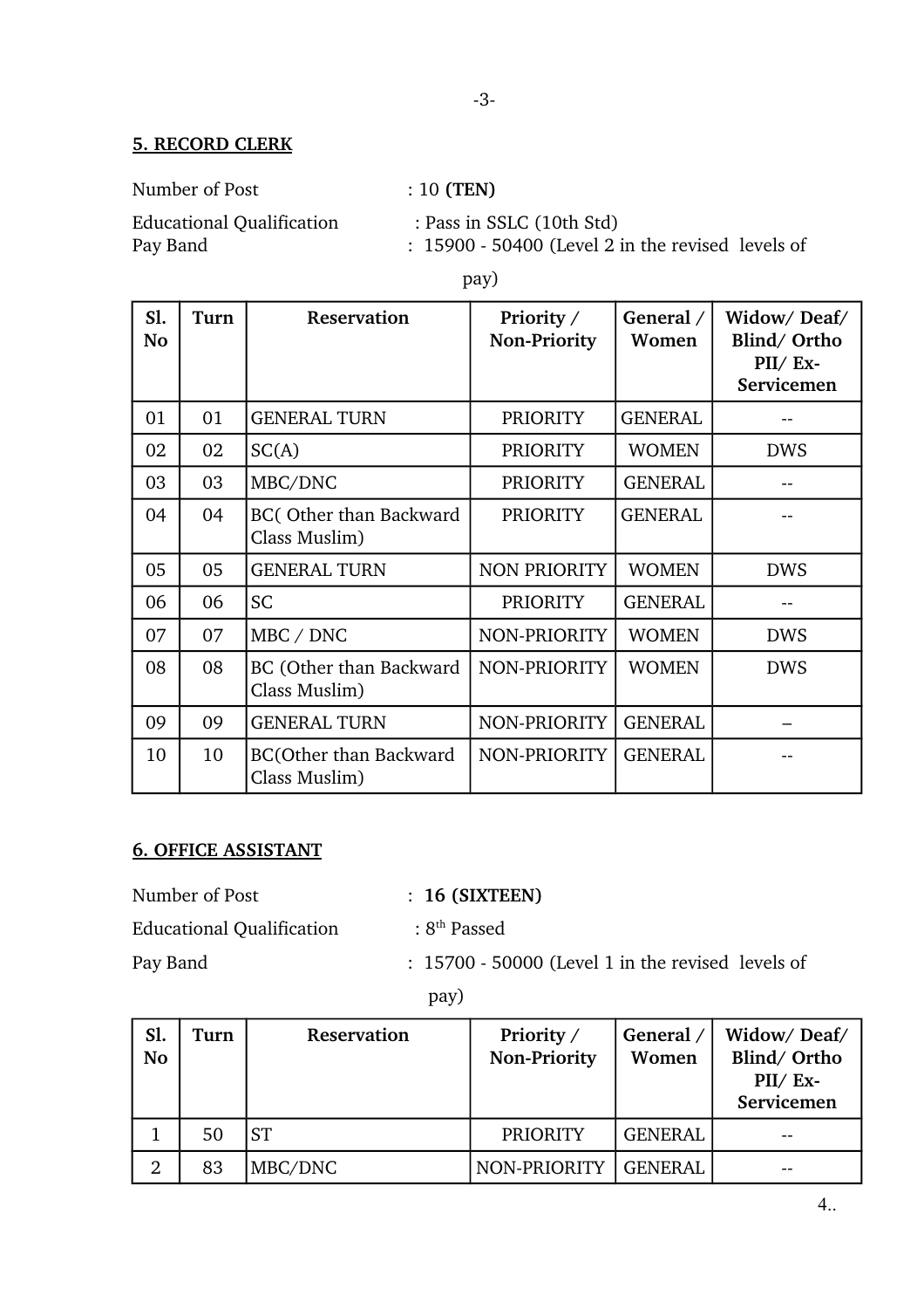## 5. RECORD CLERK

Number of Post : 10 **(TEN)**

Educational Qualification : Pass in SSLC (10th Std)

Pay Band : 15900 - 50400 (Level 2 in the revised levels of pay)

| Sl. No | Turn | Reservation | Priority / Non-Priority | General / Women | Widow/ Deaf/ Blind/ Ortho PII/ Ex-Servicemen |
|---|---|---|---|---|---|
| 01 | 01 | GENERAL TURN | PRIORITY | GENERAL | -- |
| 02 | 02 | SC(A) | PRIORITY | WOMEN | DWS |
| 03 | 03 | MBC/DNC | PRIORITY | GENERAL | -- |
| 04 | 04 | BC( Other than Backward Class Muslim) | PRIORITY | GENERAL | -- |
| 05 | 05 | GENERAL TURN | NON PRIORITY | WOMEN | DWS |
| 06 | 06 | SC | PRIORITY | GENERAL | -- |
| 07 | 07 | MBC / DNC | NON-PRIORITY | WOMEN | DWS |
| 08 | 08 | BC (Other than Backward Class Muslim) | NON-PRIORITY | WOMEN | DWS |
| 09 | 09 | GENERAL TURN | NON-PRIORITY | GENERAL | – |
| 10 | 10 | BC(Other than Backward Class Muslim) | NON-PRIORITY | GENERAL | -- |

## 6. OFFICE ASSISTANT

Number of Post : **16 (SIXTEEN)**

Educational Qualification : 8th Passed

Pay Band : 15700 - 50000 (Level 1 in the revised levels of pay)

| Sl. No | Turn | Reservation | Priority / Non-Priority | General / Women | Widow/ Deaf/ Blind/ Ortho PII/ Ex-Servicemen |
|---|---|---|---|---|---|
| 1 | 50 | ST | PRIORITY | GENERAL | -- |
| 2 | 83 | MBC/DNC | NON-PRIORITY | GENERAL | -- |

4..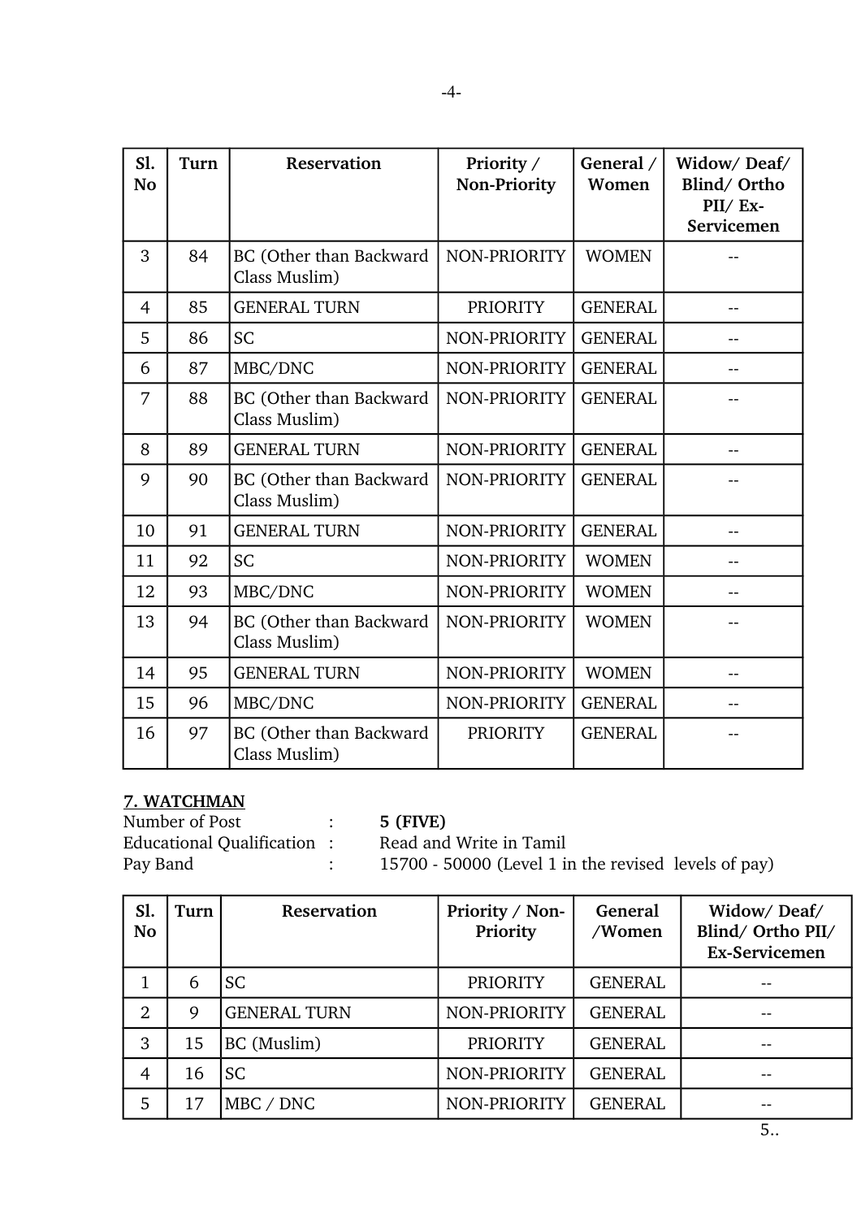| Sl. No | Turn | Reservation | Priority / Non-Priority | General / Women | Widow/ Deaf/ Blind/ Ortho PII/ Ex-Servicemen |
|---|---|---|---|---|---|
| 3 | 84 | BC (Other than Backward Class Muslim) | NON-PRIORITY | WOMEN | -- |
| 4 | 85 | GENERAL TURN | PRIORITY | GENERAL | -- |
| 5 | 86 | SC | NON-PRIORITY | GENERAL | -- |
| 6 | 87 | MBC/DNC | NON-PRIORITY | GENERAL | -- |
| 7 | 88 | BC (Other than Backward Class Muslim) | NON-PRIORITY | GENERAL | -- |
| 8 | 89 | GENERAL TURN | NON-PRIORITY | GENERAL | -- |
| 9 | 90 | BC (Other than Backward Class Muslim) | NON-PRIORITY | GENERAL | -- |
| 10 | 91 | GENERAL TURN | NON-PRIORITY | GENERAL | -- |
| 11 | 92 | SC | NON-PRIORITY | WOMEN | -- |
| 12 | 93 | MBC/DNC | NON-PRIORITY | WOMEN | -- |
| 13 | 94 | BC (Other than Backward Class Muslim) | NON-PRIORITY | WOMEN | -- |
| 14 | 95 | GENERAL TURN | NON-PRIORITY | WOMEN | -- |
| 15 | 96 | MBC/DNC | NON-PRIORITY | GENERAL | -- |
| 16 | 97 | BC (Other than Backward Class Muslim) | PRIORITY | GENERAL | -- |

**7. WATCHMAN**

Number of Post : **5 (FIVE)**
Educational Qualification : Read and Write in Tamil
Pay Band : 15700 - 50000 (Level 1 in the revised levels of pay)

| Sl. No | Turn | Reservation | Priority / Non-Priority | General /Women | Widow/ Deaf/ Blind/ Ortho PII/ Ex-Servicemen |
|---|---|---|---|---|---|
| 1 | 6 | SC | PRIORITY | GENERAL | -- |
| 2 | 9 | GENERAL TURN | NON-PRIORITY | GENERAL | -- |
| 3 | 15 | BC (Muslim) | PRIORITY | GENERAL | -- |
| 4 | 16 | SC | NON-PRIORITY | GENERAL | -- |
| 5 | 17 | MBC / DNC | NON-PRIORITY | GENERAL | -- |

5..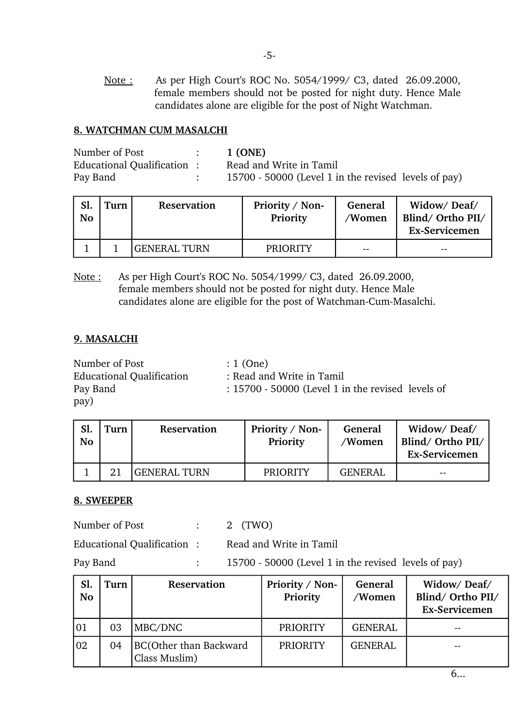Note : As per High Court's ROC No. 5054/1999/ C3, dated 26.09.2000, female members should not be posted for night duty. Hence Male candidates alone are eligible for the post of Night Watchman.

**8. WATCHMAN CUM MASALCHI**

Number of Post : **1 (ONE)**
Educational Qualification : Read and Write in Tamil
Pay Band : 15700 - 50000 (Level 1 in the revised levels of pay)

| Sl. No | Turn | Reservation | Priority / Non-Priority | General /Women | Widow/ Deaf/ Blind/ Ortho PII/ Ex-Servicemen |
|---|---|---|---|---|---|
| 1 | 1 | GENERAL TURN | PRIORITY | -- | -- |

Note : As per High Court's ROC No. 5054/1999/ C3, dated 26.09.2000, female members should not be posted for night duty. Hence Male candidates alone are eligible for the post of Watchman-Cum-Masalchi.

**9. MASALCHI**

Number of Post : 1 (One)
Educational Qualification : Read and Write in Tamil
Pay Band : 15700 - 50000 (Level 1 in the revised levels of pay)

| Sl. No | Turn | Reservation | Priority / Non-Priority | General /Women | Widow/ Deaf/ Blind/ Ortho PII/ Ex-Servicemen |
|---|---|---|---|---|---|
| 1 | 21 | GENERAL TURN | PRIORITY | GENERAL | -- |

**8. SWEEPER**

Number of Post : 2 (TWO)

Educational Qualification : Read and Write in Tamil

Pay Band : 15700 - 50000 (Level 1 in the revised levels of pay)

| Sl. No | Turn | Reservation | Priority / Non-Priority | General /Women | Widow/ Deaf/ Blind/ Ortho PII/ Ex-Servicemen |
|---|---|---|---|---|---|
| 01 | 03 | MBC/DNC | PRIORITY | GENERAL | -- |
| 02 | 04 | BC(Other than Backward Class Muslim) | PRIORITY | GENERAL | -- |

6...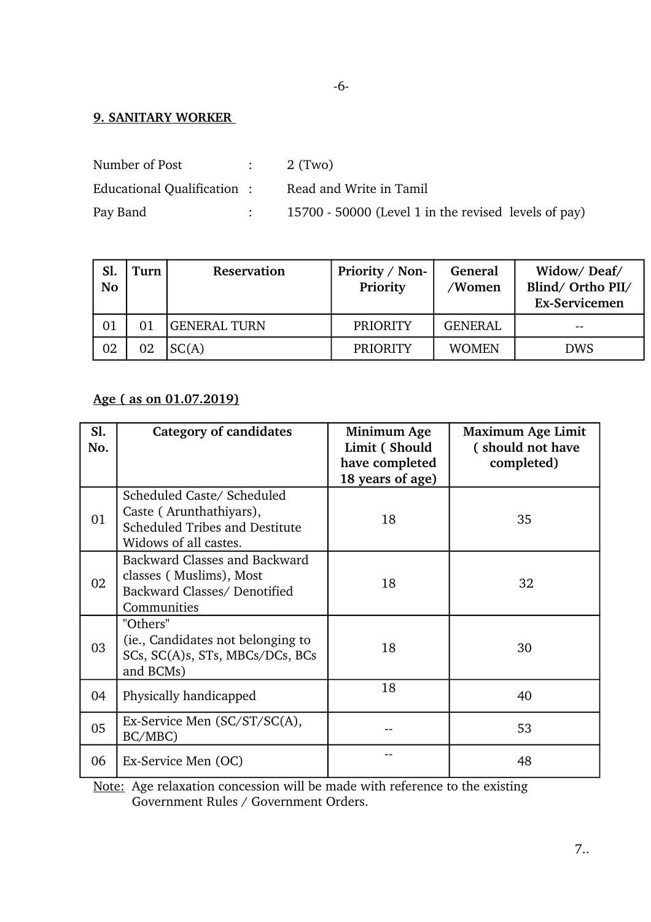## 9. SANITARY WORKER

Number of Post : 2 (Two)

Educational Qualification : Read and Write in Tamil

Pay Band : 15700 - 50000 (Level 1 in the revised levels of pay)

| Sl. No | Turn | Reservation | Priority / Non-Priority | General /Women | Widow/ Deaf/ Blind/ Ortho PII/ Ex-Servicemen |
|---|---|---|---|---|---|
| 01 | 01 | GENERAL TURN | PRIORITY | GENERAL | -- |
| 02 | 02 | SC(A) | PRIORITY | WOMEN | DWS |

**Age ( as on 01.07.2019)**

| Sl. No. | Category of candidates | Minimum Age Limit ( Should have completed 18 years of age) | Maximum Age Limit ( should not have completed) |
|---|---|---|---|
| 01 | Scheduled Caste/ Scheduled Caste ( Arunthathiyars), Scheduled Tribes and Destitute Widows of all castes. | 18 | 35 |
| 02 | Backward Classes and Backward classes ( Muslims), Most Backward Classes/ Denotified Communities | 18 | 32 |
| 03 | "Others" (ie., Candidates not belonging to SCs, SC(A)s, STs, MBCs/DCs, BCs and BCMs) | 18 | 30 |
| 04 | Physically handicapped | 18 | 40 |
| 05 | Ex-Service Men (SC/ST/SC(A), BC/MBC) | -- | 53 |
| 06 | Ex-Service Men (OC) | -- | 48 |

Note: Age relaxation concession will be made with reference to the existing Government Rules / Government Orders.

7..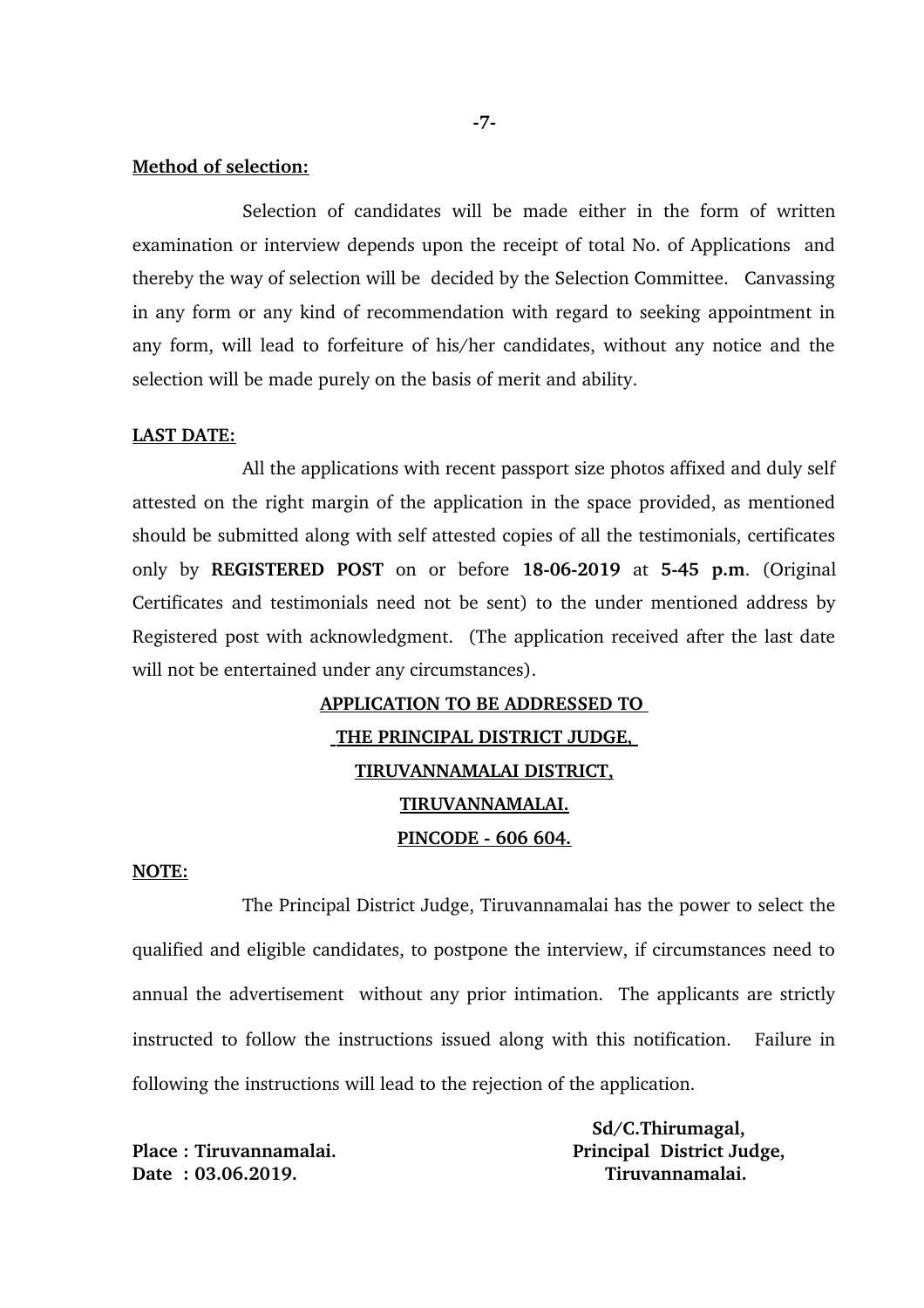**Method of selection:**

Selection of candidates will be made either in the form of written examination or interview depends upon the receipt of total No. of Applications and thereby the way of selection will be decided by the Selection Committee. Canvassing in any form or any kind of recommendation with regard to seeking appointment in any form, will lead to forfeiture of his/her candidates, without any notice and the selection will be made purely on the basis of merit and ability.

**LAST DATE:**

All the applications with recent passport size photos affixed and duly self attested on the right margin of the application in the space provided, as mentioned should be submitted along with self attested copies of all the testimonials, certificates only by **REGISTERED POST** on or before **18-06-2019** at **5-45 p.m**. (Original Certificates and testimonials need not be sent) to the under mentioned address by Registered post with acknowledgment. (The application received after the last date will not be entertained under any circumstances).

**APPLICATION TO BE ADDRESSED TO**
**THE PRINCIPAL DISTRICT JUDGE,**
**TIRUVANNAMALAI DISTRICT,**
**TIRUVANNAMALAI.**
**PINCODE - 606 604.**

**NOTE:**

The Principal District Judge, Tiruvannamalai has the power to select the qualified and eligible candidates, to postpone the interview, if circumstances need to annual the advertisement without any prior intimation. The applicants are strictly instructed to follow the instructions issued along with this notification. Failure in following the instructions will lead to the rejection of the application.

**Sd/C.Thirumagal,**
**Principal District Judge,**
**Tiruvannamalai.**

**Place : Tiruvannamalai.**
**Date : 03.06.2019.**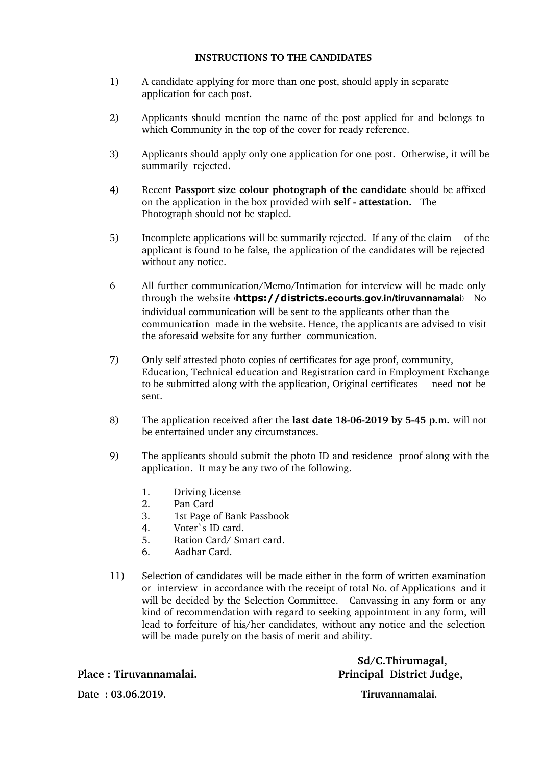**INSTRUCTIONS TO THE CANDIDATES**

1) A candidate applying for more than one post, should apply in separate application for each post.

2) Applicants should mention the name of the post applied for and belongs to which Community in the top of the cover for ready reference.

3) Applicants should apply only one application for one post. Otherwise, it will be summarily rejected.

4) Recent **Passport size colour photograph of the candidate** should be affixed on the application in the box provided with **self - attestation.** The Photograph should not be stapled.

5) Incomplete applications will be summarily rejected. If any of the claim of the applicant is found to be false, the application of the candidates will be rejected without any notice.

6 All further communication/Memo/Intimation for interview will be made only through the website (**https://districts.ecourts.gov.in/tiruvannamalai**) No individual communication will be sent to the applicants other than the communication made in the website. Hence, the applicants are advised to visit the aforesaid website for any further communication.

7) Only self attested photo copies of certificates for age proof, community, Education, Technical education and Registration card in Employment Exchange to be submitted along with the application, Original certificates need not be sent.

8) The application received after the **last date 18-06-2019 by 5-45 p.m.** will not be entertained under any circumstances.

9) The applicants should submit the photo ID and residence proof along with the application. It may be any two of the following.

   1. Driving License
   2. Pan Card
   3. 1st Page of Bank Passbook
   4. Voter`s ID card.
   5. Ration Card/ Smart card.
   6. Aadhar Card.

11) Selection of candidates will be made either in the form of written examination or interview in accordance with the receipt of total No. of Applications and it will be decided by the Selection Committee. Canvassing in any form or any kind of recommendation with regard to seeking appointment in any form, will lead to forfeiture of his/her candidates, without any notice and the selection will be made purely on the basis of merit and ability.

**Sd/C.Thirumagal,**
**Principal District Judge,**
**Tiruvannamalai.**

**Place : Tiruvannamalai.**

**Date : 03.06.2019.**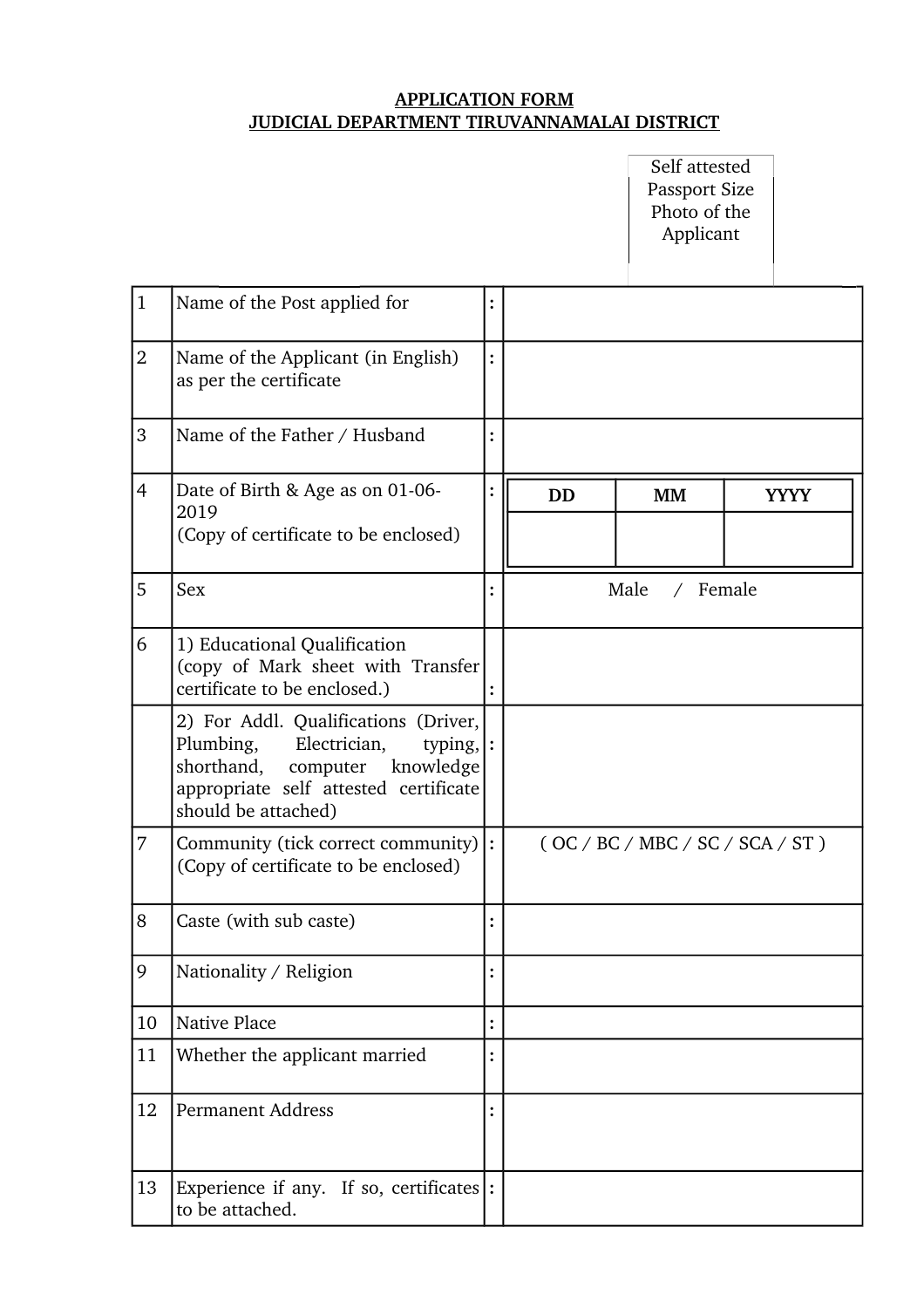**APPLICATION FORM**
**JUDICIAL DEPARTMENT TIRUVANNAMALAI DISTRICT**

Self attested Passport Size Photo of the Applicant

| | | | |
|---|---|---|---|
| 1 | Name of the Post applied for | : | |
| 2 | Name of the Applicant (in English) as per the certificate | : | |
| 3 | Name of the Father / Husband | : | |
| 4 | Date of Birth & Age as on 01-06-2019 (Copy of certificate to be enclosed) | : | **DD** \| **MM** \| **YYYY** |
| 5 | Sex | : | Male / Female |
| 6 | 1) Educational Qualification (copy of Mark sheet with Transfer certificate to be enclosed.) | : | |
| | 2) For Addl. Qualifications (Driver, Plumbing, Electrician, typing, shorthand, computer knowledge appropriate self attested certificate should be attached) | : | |
| 7 | Community (tick correct community) (Copy of certificate to be enclosed) | : | ( OC / BC / MBC / SC / SCA / ST ) |
| 8 | Caste (with sub caste) | : | |
| 9 | Nationality / Religion | : | |
| 10 | Native Place | : | |
| 11 | Whether the applicant married | : | |
| 12 | Permanent Address | : | |
| 13 | Experience if any. If so, certificates to be attached. | : | |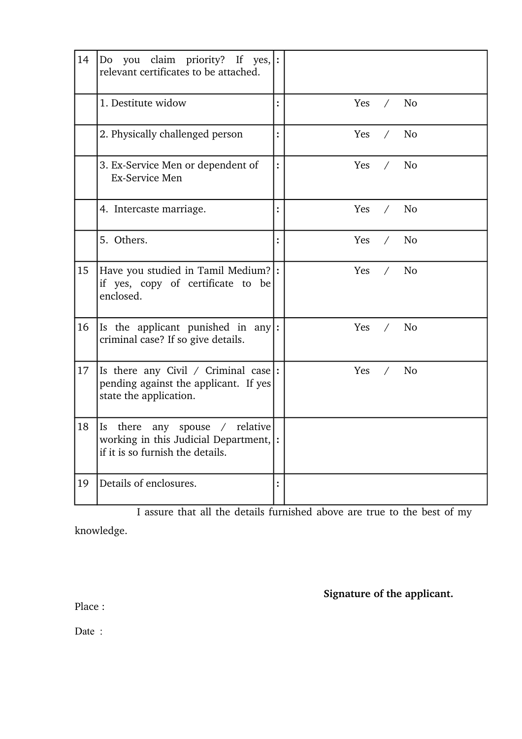| 14 | Do you claim priority? If yes, relevant certificates to be attached. | : | |
|---|---|---|---|
| | 1. Destitute widow | : | Yes / No |
| | 2. Physically challenged person | : | Yes / No |
| | 3. Ex-Service Men or dependent of Ex-Service Men | : | Yes / No |
| | 4. Intercaste marriage. | : | Yes / No |
| | 5. Others. | : | Yes / No |
| 15 | Have you studied in Tamil Medium? if yes, copy of certificate to be enclosed. | : | Yes / No |
| 16 | Is the applicant punished in any criminal case? If so give details. | : | Yes / No |
| 17 | Is there any Civil / Criminal case pending against the applicant. If yes state the application. | : | Yes / No |
| 18 | Is there any spouse / relative working in this Judicial Department, if it is so furnish the details. | : | |
| 19 | Details of enclosures. | : | |

I assure that all the details furnished above are true to the best of my knowledge.

**Signature of the applicant.**

Place :

Date :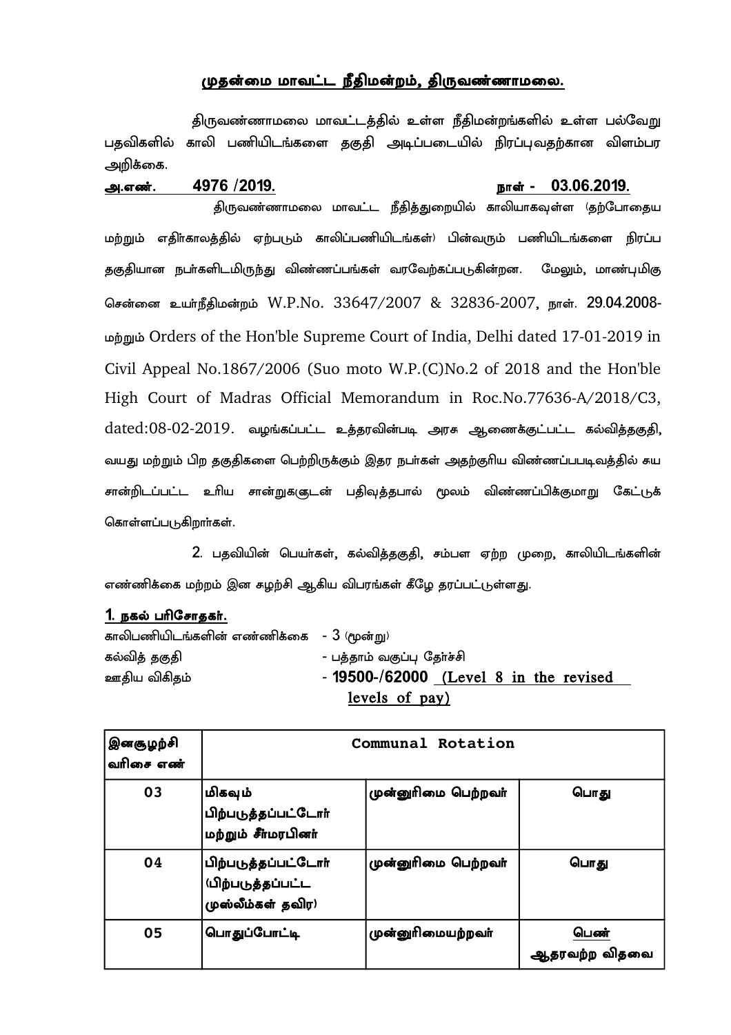## முதன்மை மாவட்ட நீதிமன்றம், திருவண்ணாமலை.

திருவண்ணாமலை மாவட்டத்தில் உள்ள நீதிமன்றங்களில் உள்ள பல்வேறு பதவிகளில் காலி பணியிடங்களை தகுதி அடிப்படையில் நிரப்புவதற்கான விளம்பர அறிக்கை.

**அ.எண். 4976 /2019.** **நாள் - 03.06.2019.**

திருவண்ணாமலை மாவட்ட நீதித்துறையில் காலியாகவுள்ள (தற்போதைய மற்றும் எதிர்காலத்தில் ஏற்படும் காலிப்பணியிடங்கள்) பின்வரும் பணியிடங்களை நிரப்ப தகுதியான நபர்களிடமிருந்து விண்ணப்பங்கள் வரவேற்கப்படுகின்றன. மேலும், மாண்புமிகு சென்னை உயர்நீதிமன்றம் W.P.No. 33647/2007 & 32836-2007, நாள். 29.04.2008- மற்றும் Orders of the Hon'ble Supreme Court of India, Delhi dated 17-01-2019 in Civil Appeal No.1867/2006 (Suo moto W.P.(C)No.2 of 2018 and the Hon'ble High Court of Madras Official Memorandum in Roc.No.77636-A/2018/C3, dated:08-02-2019. வழங்கப்பட்ட உத்தரவின்படி அரசு ஆணைக்குட்பட்ட கல்வித்தகுதி, வயது மற்றும் பிற தகுதிகளை பெற்றிருக்கும் இதர நபர்கள் அதற்குரிய விண்ணப்பபடிவத்தில் சுய சான்றிடப்பட்ட உரிய சான்றுகளுடன் பதிவுத்தபால் மூலம் விண்ணப்பிக்குமாறு கேட்டுக் கொள்ளப்படுகிறார்கள்.

2. பதவியின் பெயர்கள், கல்வித்தகுதி, சம்பள ஏற்ற முறை, காலியிடங்களின் எண்ணிக்கை மற்றும் இன சுழற்சி ஆகிய விபரங்கள் கீழே தரப்பட்டுள்ளது.

**1. நகல் பரிசோதகர்.**

காலிபணியிடங்களின் எண்ணிக்கை - 3 (மூன்று)
கல்வித் தகுதி - பத்தாம் வகுப்பு தேர்ச்சி
ஊதிய விகிதம் - **19500-/62000** <u>(Level 8 in the revised levels of pay)</u>

| இனசூழற்சி வரிசை எண் | Communal Rotation | | |
|---|---|---|---|
| 03 | மிகவும் பிற்படுத்தப்பட்டோர் மற்றும் சீர்மரபினர் | முன்னுரிமை பெற்றவர் | பொது |
| 04 | பிற்படுத்தப்பட்டோர் (பிற்படுத்தப்பட்ட முஸ்லீம்கள் தவிர) | முன்னுரிமை பெற்றவர் | பொது |
| 05 | பொதுப்போட்டி | முன்னுரிமையற்றவர் | பெண் ஆதரவற்ற விதவை |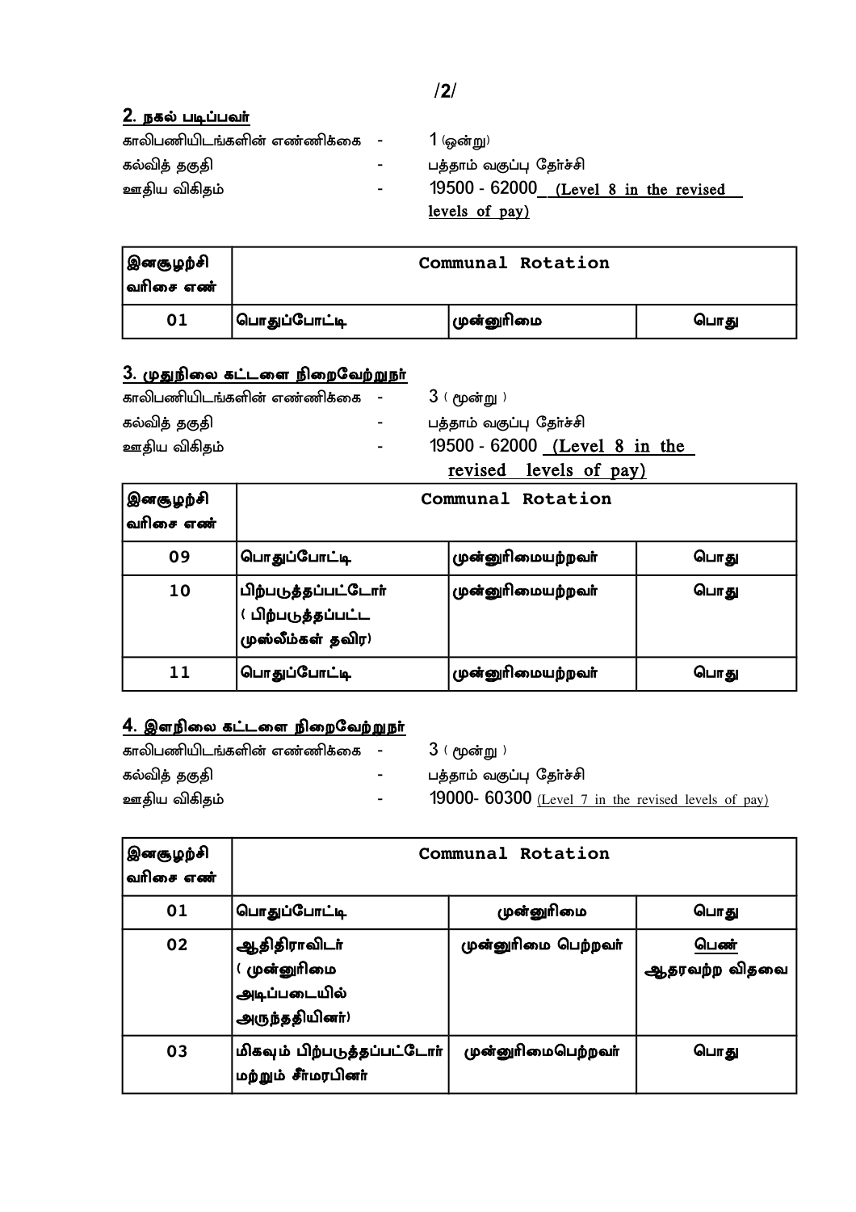## 2. நகல் படிப்பவர்

காலிபணியிடங்களின் எண்ணிக்கை - 1 (ஒன்று)

கல்வித் தகுதி - பத்தாம் வகுப்பு தேர்ச்சி

ஊதிய விகிதம் - 19500 - 62000 (Level 8 in the revised levels of pay)

| இனசுழற்சி வரிசை எண் | Communal Rotation | | |
|---|---|---|---|
| 01 | பொதுப்போட்டி | முன்னுரிமை | பொது |

## 3. முதுநிலை கட்டளை நிறைவேற்றுநர்

காலிபணியிடங்களின் எண்ணிக்கை - 3 ( மூன்று )

கல்வித் தகுதி - பத்தாம் வகுப்பு தேர்ச்சி

ஊதிய விகிதம் - 19500 - 62000 (Level 8 in the revised levels of pay)

| இனசுழற்சி வரிசை எண் | Communal Rotation | | |
|---|---|---|---|
| 09 | பொதுப்போட்டி | முன்னுரிமையற்றவர் | பொது |
| 10 | பிற்படுத்தப்பட்டோர் ( பிற்படுத்தப்பட்ட முஸ்லீம்கள் தவிர) | முன்னுரிமையற்றவர் | பொது |
| 11 | பொதுப்போட்டி | முன்னுரிமையற்றவர் | பொது |

## 4. இளநிலை கட்டளை நிறைவேற்றுநர்

காலிபணியிடங்களின் எண்ணிக்கை - 3 ( மூன்று )

கல்வித் தகுதி - பத்தாம் வகுப்பு தேர்ச்சி

ஊதிய விகிதம் - 19000- 60300 (Level 7 in the revised levels of pay)

| இனசுழற்சி வரிசை எண் | Communal Rotation | | |
|---|---|---|---|
| 01 | பொதுப்போட்டி | முன்னுரிமை | பொது |
| 02 | ஆதிதிராவிடர் ( முன்னுரிமை அடிப்படையில் அருந்ததியினர்) | முன்னுரிமை பெற்றவர் | பெண் ஆதரவற்ற விதவை |
| 03 | மிகவும் பிற்படுத்தப்பட்டோர் மற்றும் சீர்மரபினர் | முன்னுரிமைபெற்றவர் | பொது |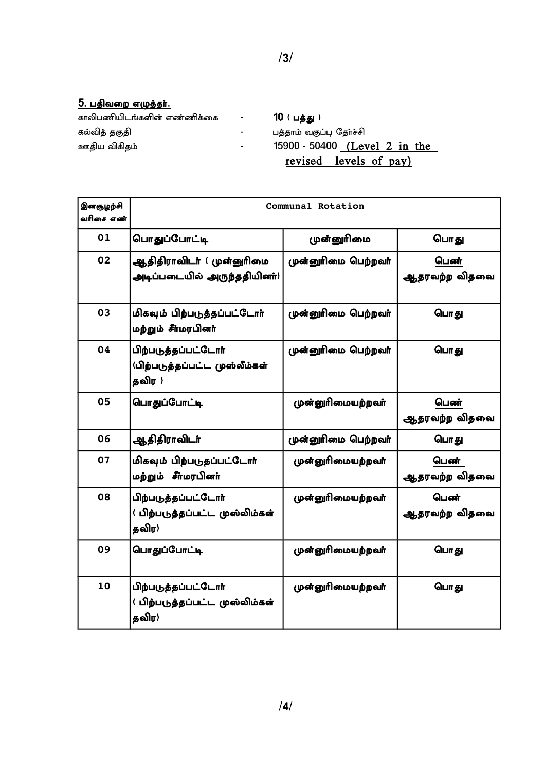## 5. பதிவறை எழுத்தர்.

காலிபணியிடங்களின் எண்ணிக்கை - **10 ( பத்து )**
கல்வித் தகுதி - பத்தாம் வகுப்பு தேர்ச்சி
ஊதிய விகிதம் - 15900 - 50400 (Level 2 in the revised levels of pay)

| இனசூழற்சி வரிசை எண் | Communal Rotation | | |
|---|---|---|---|
| 01 | பொதுப்போட்டி | முன்னுரிமை | பொது |
| 02 | ஆதிதிராவிடர் ( முன்னுரிமை அடிப்படையில் அருந்ததியினர்) | முன்னுரிமை பெற்றவர் | பெண் ஆதரவற்ற விதவை |
| 03 | மிகவும் பிற்படுத்தப்பட்டோர் மற்றும் சீர்மரபினர் | முன்னுரிமை பெற்றவர் | பொது |
| 04 | பிற்படுத்தப்பட்டோர் (பிற்படுத்தப்பட்ட முஸ்லீம்கள் தவிர ) | முன்னுரிமை பெற்றவர் | பொது |
| 05 | பொதுப்போட்டி | முன்னுரிமையற்றவர் | பெண் ஆதரவற்ற விதவை |
| 06 | ஆதிதிராவிடர் | முன்னுரிமை பெற்றவர் | பொது |
| 07 | மிகவும் பிற்படுதப்பட்டோர் மற்றும் சீர்மரபினர் | முன்னுரிமையற்றவர் | பெண் ஆதரவற்ற விதவை |
| 08 | பிற்படுத்தப்பட்டோர் ( பிற்படுத்தப்பட்ட முஸ்லிம்கள் தவிர) | முன்னுரிமையற்றவர் | பெண் ஆதரவற்ற விதவை |
| 09 | பொதுப்போட்டி | முன்னுரிமையற்றவர் | பொது |
| 10 | பிற்படுத்தப்பட்டோர் ( பிற்படுத்தப்பட்ட முஸ்லிம்கள் தவிர) | முன்னுரிமையற்றவர் | பொது |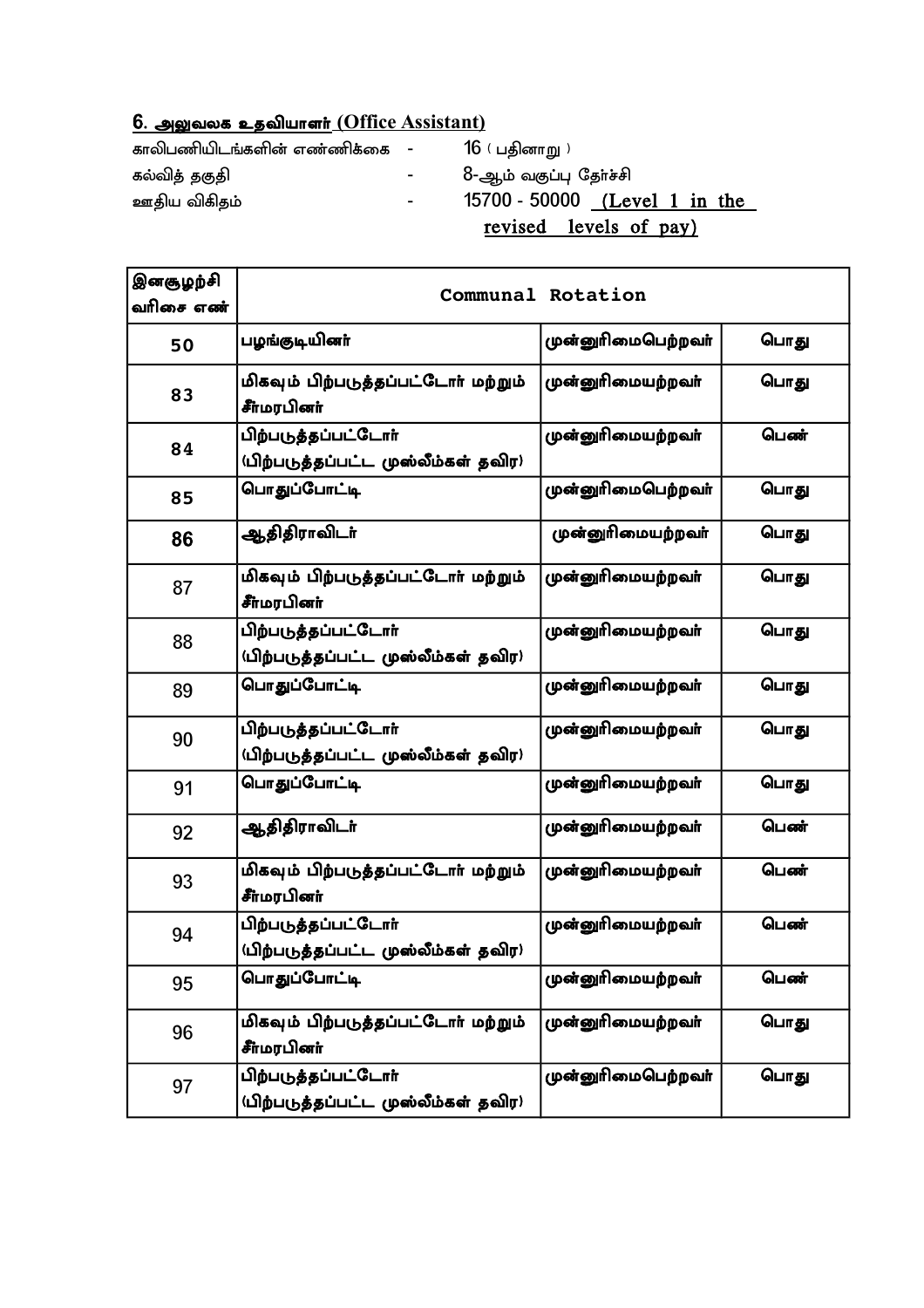## 6. அலுவலக உதவியாளர் (Office Assistant)

காலிபணியிடங்களின் எண்ணிக்கை - 16 ( பதினாறு )

கல்வித் தகுதி - 8-ஆம் வகுப்பு தேர்ச்சி

ஊதிய விகிதம் - 15700 - 50000 (Level 1 in the revised levels of pay)

| இனசுழற்சி வரிசை எண் | Communal Rotation | | |
|---|---|---|---|
| 50 | பழங்குடியினர் | முன்னுரிமைபெற்றவர் | பொது |
| 83 | மிகவும் பிற்படுத்தப்பட்டோர் மற்றும் சீர்மரபினர் | முன்னுரிமையற்றவர் | பொது |
| 84 | பிற்படுத்தப்பட்டோர் (பிற்படுத்தப்பட்ட முஸ்லீம்கள் தவிர) | முன்னுரிமையற்றவர் | பெண் |
| 85 | பொதுப்போட்டி | முன்னுரிமைபெற்றவர் | பொது |
| 86 | ஆதிதிராவிடர் | முன்னுரிமையற்றவர் | பொது |
| 87 | மிகவும் பிற்படுத்தப்பட்டோர் மற்றும் சீர்மரபினர் | முன்னுரிமையற்றவர் | பொது |
| 88 | பிற்படுத்தப்பட்டோர் (பிற்படுத்தப்பட்ட முஸ்லீம்கள் தவிர) | முன்னுரிமையற்றவர் | பொது |
| 89 | பொதுப்போட்டி | முன்னுரிமையற்றவர் | பொது |
| 90 | பிற்படுத்தப்பட்டோர் (பிற்படுத்தப்பட்ட முஸ்லீம்கள் தவிர) | முன்னுரிமையற்றவர் | பொது |
| 91 | பொதுப்போட்டி | முன்னுரிமையற்றவர் | பொது |
| 92 | ஆதிதிராவிடர் | முன்னுரிமையற்றவர் | பெண் |
| 93 | மிகவும் பிற்படுத்தப்பட்டோர் மற்றும் சீர்மரபினர் | முன்னுரிமையற்றவர் | பெண் |
| 94 | பிற்படுத்தப்பட்டோர் (பிற்படுத்தப்பட்ட முஸ்லீம்கள் தவிர) | முன்னுரிமையற்றவர் | பெண் |
| 95 | பொதுப்போட்டி | முன்னுரிமையற்றவர் | பெண் |
| 96 | மிகவும் பிற்படுத்தப்பட்டோர் மற்றும் சீர்மரபினர் | முன்னுரிமையற்றவர் | பொது |
| 97 | பிற்படுத்தப்பட்டோர் (பிற்படுத்தப்பட்ட முஸ்லீம்கள் தவிர) | முன்னுரிமைபெற்றவர் | பொது |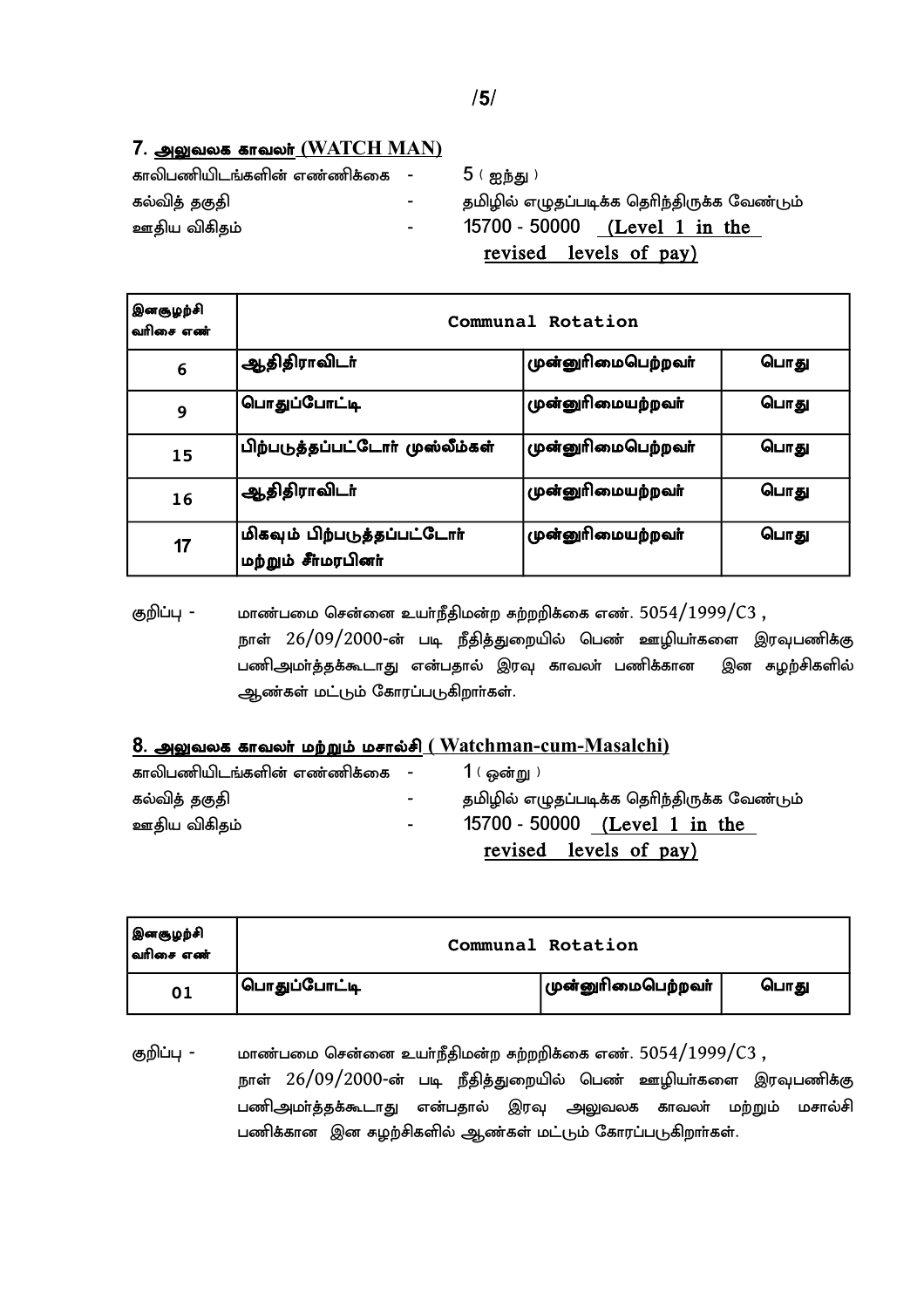## 7. அலுவலக காவலர் (WATCH MAN)

காலிபணியிடங்களின் எண்ணிக்கை - 5 ( ஐந்து )

கல்வித் தகுதி - தமிழில் எழுதப்படிக்க தெரிந்திருக்க வேண்டும்

ஊதிய விகிதம் - 15700 - 50000 (Level 1 in the revised levels of pay)

| இனசூழற்சி வரிசை எண் | Communal Rotation | | |
|---|---|---|---|
| 6 | ஆதிதிராவிடர் | முன்னுரிமைபெற்றவர் | பொது |
| 9 | பொதுப்போட்டி | முன்னுரிமையற்றவர் | பொது |
| 15 | பிற்படுத்தப்பட்டோர் முஸ்லீம்கள் | முன்னுரிமைபெற்றவர் | பொது |
| 16 | ஆதிதிராவிடர் | முன்னுரிமையற்றவர் | பொது |
| 17 | மிகவும் பிற்படுத்தப்பட்டோர் மற்றும் சீர்மரபினர் | முன்னுரிமையற்றவர் | பொது |

குறிப்பு - மாண்பமை சென்னை உயர்நீதிமன்ற சுற்றறிக்கை எண். 5054/1999/C3 , நாள் 26/09/2000-ன் படி நீதித்துறையில் பெண் ஊழியர்களை இரவுபணிக்கு பணிஅமர்த்தக்கூடாது என்பதால் இரவு காவலர் பணிக்கான இன சுழற்சிகளில் ஆண்கள் மட்டும் கோரப்படுகிறார்கள்.

## 8. அலுவலக காவலர் மற்றும் மசால்சி ( Watchman-cum-Masalchi)

காலிபணியிடங்களின் எண்ணிக்கை - 1 ( ஒன்று )

கல்வித் தகுதி - தமிழில் எழுதப்படிக்க தெரிந்திருக்க வேண்டும்

ஊதிய விகிதம் - 15700 - 50000 (Level 1 in the revised levels of pay)

| இனசூழற்சி வரிசை எண் | Communal Rotation | | |
|---|---|---|---|
| 01 | பொதுப்போட்டி | முன்னுரிமைபெற்றவர் | பொது |

குறிப்பு - மாண்பமை சென்னை உயர்நீதிமன்ற சுற்றறிக்கை எண். 5054/1999/C3 , நாள் 26/09/2000-ன் படி நீதித்துறையில் பெண் ஊழியர்களை இரவுபணிக்கு பணிஅமர்த்தக்கூடாது என்பதால் இரவு அலுவலக காவலர் மற்றும் மசால்சி பணிக்கான இன சுழற்சிகளில் ஆண்கள் மட்டும் கோரப்படுகிறார்கள்.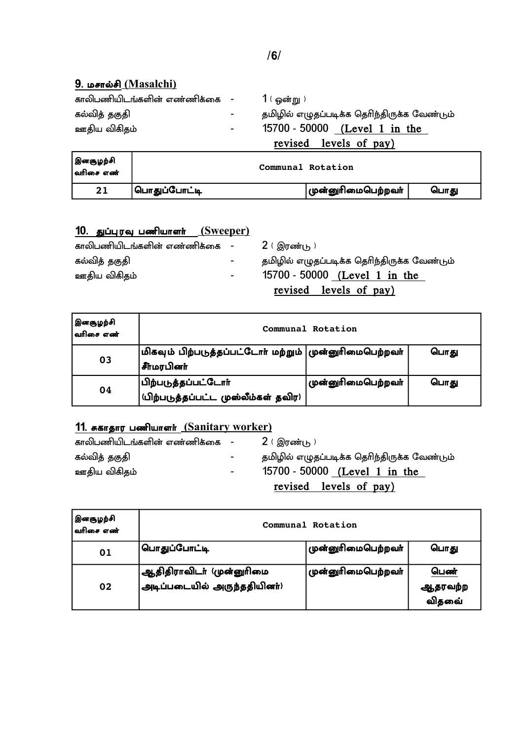## 9. மசால்சி (Masalchi)

காலிபணியிடங்களின் எண்ணிக்கை - 1 ( ஒன்று )

கல்வித் தகுதி - தமிழில் எழுதப்படிக்க தெரிந்திருக்க வேண்டும்

ஊதிய விகிதம் - 15700 - 50000 (Level 1 in the revised levels of pay)

| இனசூழற்சி வரிசை எண் | Communal Rotation | | |
|---|---|---|---|
| 21 | பொதுப்போட்டி | முன்னுரிமைபெற்றவர் | பொது |

## 10. துப்புரவு பணியாளர் (Sweeper)

காலிபணியிடங்களின் எண்ணிக்கை - 2 ( இரண்டு )

கல்வித் தகுதி - தமிழில் எழுதப்படிக்க தெரிந்திருக்க வேண்டும்

ஊதிய விகிதம் - 15700 - 50000 (Level 1 in the revised levels of pay)

| இனசூழற்சி வரிசை எண் | Communal Rotation | | |
|---|---|---|---|
| 03 | மிகவும் பிற்படுத்தப்பட்டோர் மற்றும் சீர்மரபினர் | முன்னுரிமைபெற்றவர் | பொது |
| 04 | பிற்படுத்தப்பட்டோர் (பிற்படுத்தப்பட்ட முஸ்லீம்கள் தவிர) | முன்னுரிமைபெற்றவர் | பொது |

## 11. சுகாதார பணியாளர் (Sanitary worker)

காலிபணியிடங்களின் எண்ணிக்கை - 2 ( இரண்டு )

கல்வித் தகுதி - தமிழில் எழுதப்படிக்க தெரிந்திருக்க வேண்டும்

ஊதிய விகிதம் - 15700 - 50000 (Level 1 in the revised levels of pay)

| இனசூழற்சி வரிசை எண் | Communal Rotation | | |
|---|---|---|---|
| 01 | பொதுப்போட்டி | முன்னுரிமைபெற்றவர் | பொது |
| 02 | ஆதிதிராவிடர் (முன்னுரிமை அடிப்படையில் அருந்ததியினர்) | முன்னுரிமைபெற்றவர் | பெண் ஆதரவற்ற விதவை |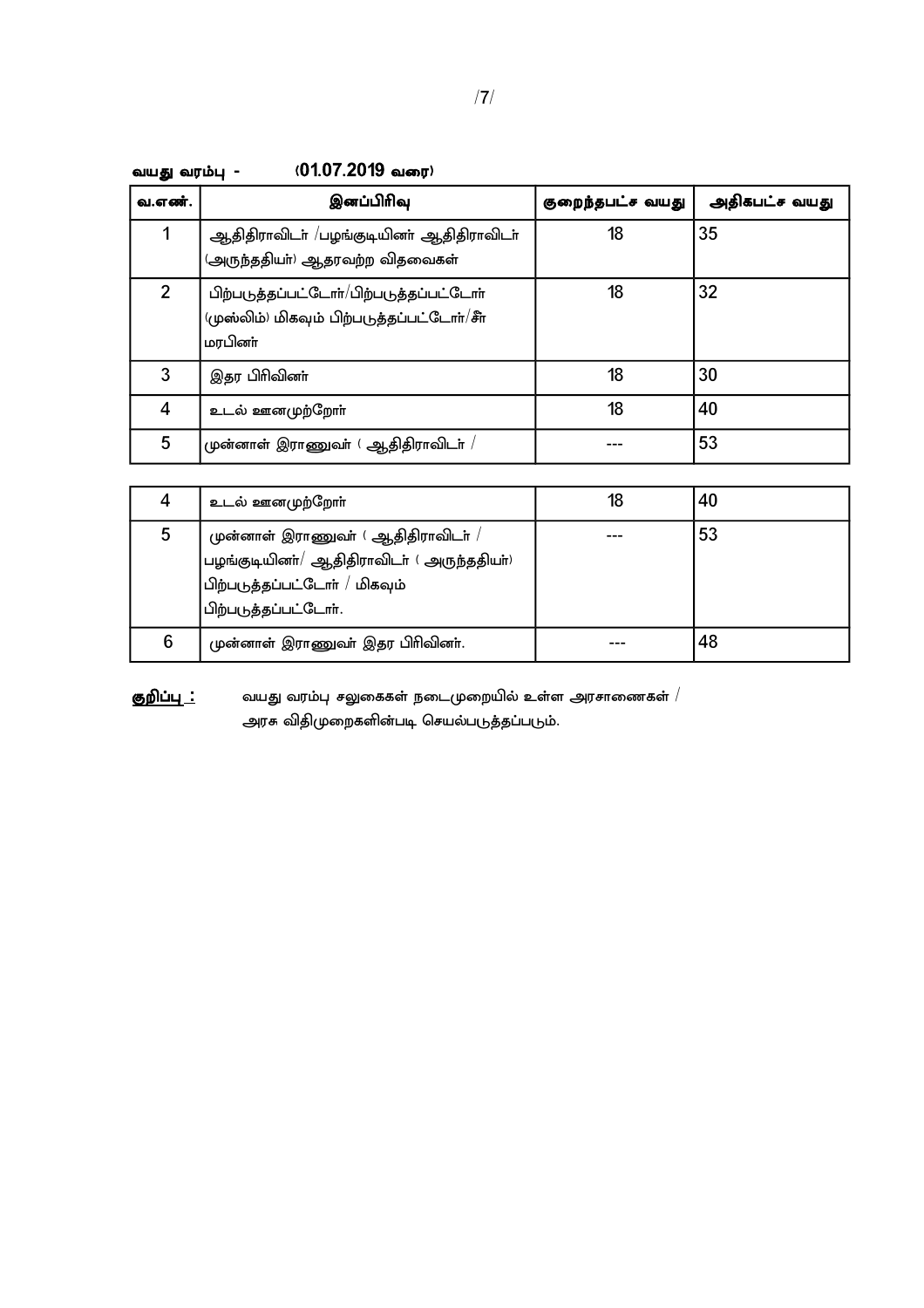**வயது வரம்பு - (01.07.2019 வரை)**

| வ.எண். | இனப்பிரிவு | குறைந்தபட்ச வயது | அதிகபட்ச வயது |
|---|---|---|---|
| 1 | ஆதிதிராவிடர் /பழங்குடியினர் ஆதிதிராவிடர் (அருந்ததியர்) ஆதரவற்ற விதவைகள் | 18 | 35 |
| 2 | பிற்படுத்தப்பட்டோர்/பிற்படுத்தப்பட்டோர் (முஸ்லிம்) மிகவும் பிற்படுத்தப்பட்டோர்/சீர் மரபினர் | 18 | 32 |
| 3 | இதர பிரிவினர் | 18 | 30 |
| 4 | உடல் ஊனமுற்றோர் | 18 | 40 |
| 5 | முன்னாள் இராணுவர் ( ஆதிதிராவிடர் / பழங்குடியினர்/ ஆதிதிராவிடர் ( அருந்ததியர்) பிற்படுத்தப்பட்டோர் / மிகவும் பிற்படுத்தப்பட்டோர். | --- | 53 |
| 6 | முன்னாள் இராணுவர் இதர பிரிவினர். | --- | 48 |

**குறிப்பு :** வயது வரம்பு சலுகைகள் நடைமுறையில் உள்ள அரசாணைகள் / அரசு விதிமுறைகளின்படி செயல்படுத்தப்படும்.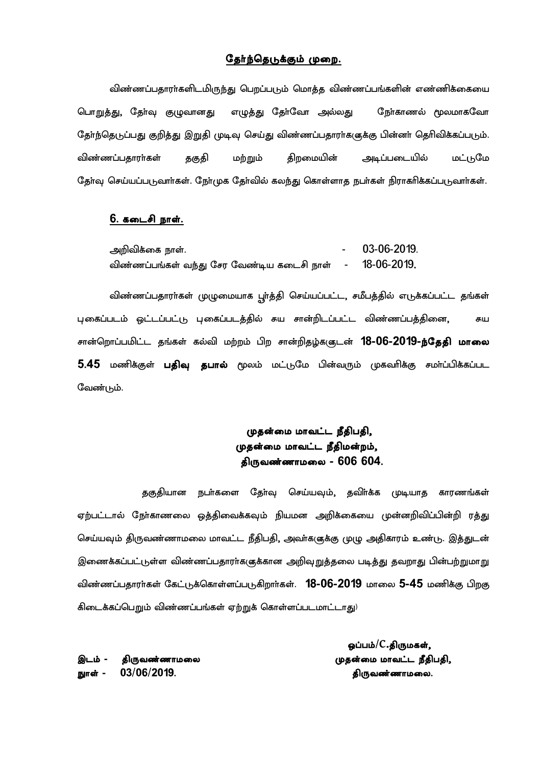## தேர்ந்தெடுக்கும் முறை.

விண்ணப்பதாரர்களிடமிருந்து பெறப்படும் மொத்த விண்ணப்பங்களின் எண்ணிக்கையை பொறுத்து, தேர்வு குழுவானது எழுத்து தேர்வோ அல்லது நேர்காணல் மூலமாகவோ தேர்ந்தெடுப்பது குறித்து இறுதி முடிவு செய்து விண்ணப்பதாரர்களுக்கு பின்னர் தெரிவிக்கப்படும். விண்ணப்பதாரர்கள் தகுதி மற்றும் திறமையின் அடிப்படையில் மட்டுமே தேர்வு செய்யப்படுவார்கள். நேர்முக தேர்வில் கலந்து கொள்ளாத நபர்கள் நிராகரிக்கப்படுவார்கள்.

## 6. கடைசி நாள்.

அறிவிக்கை நாள். - 03-06-2019.
விண்ணப்பங்கள் வந்து சேர வேண்டிய கடைசி நாள் - 18-06-2019.

விண்ணப்பதாரர்கள் முழுமையாக பூர்த்தி செய்யப்பட்ட, சமீபத்தில் எடுக்கப்பட்ட தங்கள் புகைப்படம் ஒட்டப்பட்டு புகைப்படத்தில் சுய சான்றிடப்பட்ட விண்ணப்பத்தினை, சுய சான்றொப்பமிட்ட தங்கள் கல்வி மற்றும் பிற சான்றிதழ்களுடன் **18-06-2019-ந்தேதி மாலை 5.45** மணிக்குள் **பதிவு தபால்** மூலம் மட்டுமே பின்வரும் முகவரிக்கு சமர்ப்பிக்கப்பட வேண்டும்.

**முதன்மை மாவட்ட நீதிபதி,**
**முதன்மை மாவட்ட நீதிமன்றம்,**
**திருவண்ணாமலை - 606 604.**

தகுதியான நபர்களை தேர்வு செய்யவும், தவிர்க்க முடியாத காரணங்கள் ஏற்பட்டால் நேர்காணலை ஒத்திவைக்கவும் நியமன அறிக்கையை முன்னறிவிப்பின்றி ரத்து செய்யவும் திருவண்ணாமலை மாவட்ட நீதிபதி, அவர்களுக்கு முழு அதிகாரம் உண்டு. இத்துடன் இணைக்கப்பட்டுள்ள விண்ணப்பதாரர்களுக்கான அறிவுறுத்தலை படித்து தவறாது பின்பற்றுமாறு விண்ணப்பதாரர்கள் கேட்டுக்கொள்ளப்படுகிறார்கள். **18-06-2019** மாலை **5-45** மணிக்கு பிறகு கிடைக்கப்பெறும் விண்ணப்பங்கள் ஏற்றுக் கொள்ளப்படமாட்டாது)

**ஒப்பம்/C.திருமகள்,**
**முதன்மை மாவட்ட நீதிபதி,**
**திருவண்ணாமலை.**

**இடம் -** **திருவண்ணாமலை**
**நாள் -** 03/06/2019.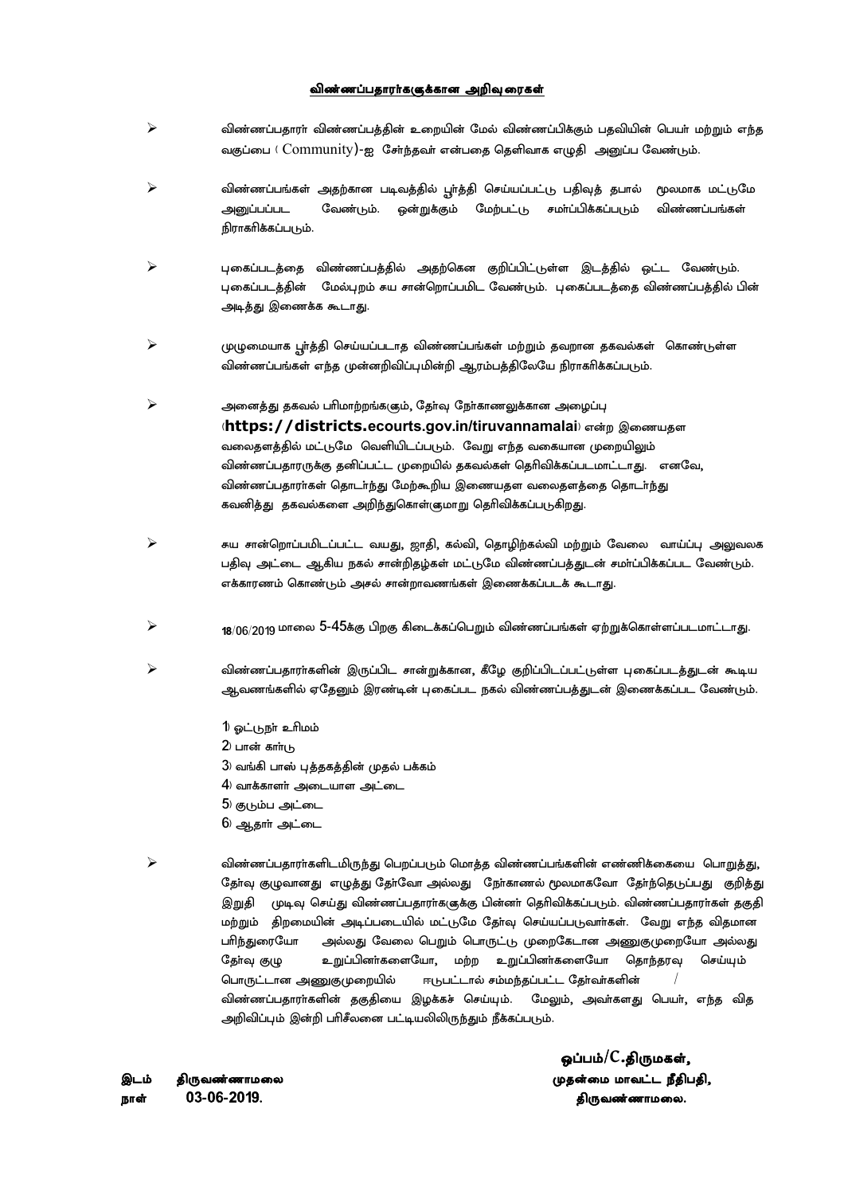## விண்ணப்பதாரா்களுக்கான அறிவுரைகள்

- விண்ணப்பதாரா் விண்ணப்பத்தின் உறையின் மேல் விண்ணப்பிக்கும் பதவியின் பெயா் மற்றும் எந்த வகுப்பை ( Community)-ஐ சோ்ந்தவா் என்பதை தெளிவாக எழுதி அனுப்ப வேண்டும்.

- விண்ணப்பங்கள் அதற்கான படிவத்தில் பூா்த்தி செய்யப்பட்டு பதிவுத் தபால் மூலமாக மட்டுமே அனுப்பப்பட வேண்டும். ஒன்றுக்கும் மேற்பட்டு சமா்ப்பிக்கப்படும் விண்ணப்பங்கள் நிராகரிக்கப்படும்.

- புகைப்படத்தை விண்ணப்பத்தில் அதற்கென குறிப்பிட்டுள்ள இடத்தில் ஒட்ட வேண்டும். புகைப்படத்தின் மேல்புறம் சுய சான்றொப்பமிட வேண்டும். புகைப்படத்தை விண்ணப்பத்தில் பின் அடித்து இணைக்க கூடாது.

- முழுமையாக பூா்த்தி செய்யப்படாத விண்ணப்பங்கள் மற்றும் தவறான தகவல்கள் கொண்டுள்ள விண்ணப்பங்கள் எந்த முன்னறிவிப்புமின்றி ஆரம்பத்திலேயே நிராகரிக்கப்படும்.

- அனைத்து தகவல் பரிமாற்றங்களும், தோ்வு நோ்காணலுக்கான அழைப்பு (**https://districts.ecourts.gov.in/tiruvannamalai**) என்ற இணையதள வலைதளத்தில் மட்டுமே வெளியிடப்படும். வேறு எந்த வகையான முறையிலும் விண்ணப்பதாரருக்கு தனிப்பட்ட முறையில் தகவல்கள் தெரிவிக்கப்படமாட்டாது. எனவே, விண்ணப்பதாரா்கள் தொடா்ந்து மேற்கூறிய இணையதள வலைதளத்தை தொடா்ந்து கவனித்து தகவல்களை அறிந்துகொள்ளுமாறு தெரிவிக்கப்படுகிறது.

- சுய சான்றொப்பமிடப்பட்ட வயது, ஜாதி, கல்வி, தொழிற்கல்வி மற்றும் வேலை வாய்ப்பு அலுவலக பதிவு அட்டை ஆகிய நகல் சான்றிதழ்கள் மட்டுமே விண்ணப்பத்துடன் சமா்ப்பிக்கப்பட வேண்டும். எக்காரணம் கொண்டும் அசல் சான்றாவணங்கள் இணைக்கப்படக் கூடாது.

- 18/06/2019 மாலை 5-45க்கு பிறகு கிடைக்கப்பெறும் விண்ணப்பங்கள் ஏற்றுக்கொள்ளப்படமாட்டாது.

- விண்ணப்பதாரா்களின் இருப்பிட சான்றுக்கான, கீழே குறிப்பிடப்பட்டுள்ள புகைப்படத்துடன் கூடிய ஆவணங்களில் ஏதேனும் இரண்டின் புகைப்பட நகல் விண்ணப்பத்துடன் இணைக்கப்பட வேண்டும்.

  1) ஓட்டுநா் உரிமம்
  2) பான் காா்டு
  3) வங்கி பாஸ் புத்தகத்தின் முதல் பக்கம்
  4) வாக்காளா் அடையாள அட்டை
  5) குடும்ப அட்டை
  6) ஆதாா் அட்டை

- விண்ணப்பதாரா்களிடமிருந்து பெறப்படும் மொத்த விண்ணப்பங்களின் எண்ணிக்கையை பொறுத்து, தோ்வு குழுவானது எழுத்து தோ்வோ அல்லது நோ்காணல் மூலமாகவோ தோ்ந்தெடுப்பது குறித்து இறுதி முடிவு செய்து விண்ணப்பதாரா்களுக்கு பின்னா் தெரிவிக்கப்படும். விண்ணப்பதாரா்கள் தகுதி மற்றும் திறமையின் அடிப்படையில் மட்டுமே தோ்வு செய்யப்படுவாா்கள். வேறு எந்த விதமான பரிந்துரையோ அல்லது வேலை பெறும் பொருட்டு முறைகேடான அணுகுமுறையோ அல்லது தோ்வு குழு உறுப்பினா்களையோ, மற்ற உறுப்பினா்களையோ தொந்தரவு செய்யும் பொருட்டான அணுகுமுறையில் ஈடுபட்டால் சம்மந்தப்பட்ட தோ்வா்களின் / விண்ணப்பதாரா்களின் தகுதியை இழக்கச் செய்யும். மேலும், அவா்களது பெயா், எந்த வித அறிவிப்பும் இன்றி பரிசீலனை பட்டியலிலிருந்தும் நீக்கப்படும்.

**ஒப்பம்/C.திருமகள்,**
**முதன்மை மாவட்ட நீதிபதி,**
**திருவண்ணாமலை.**

**இடம்** **திருவண்ணாமலை**
**நாள்** **03-06-2019.**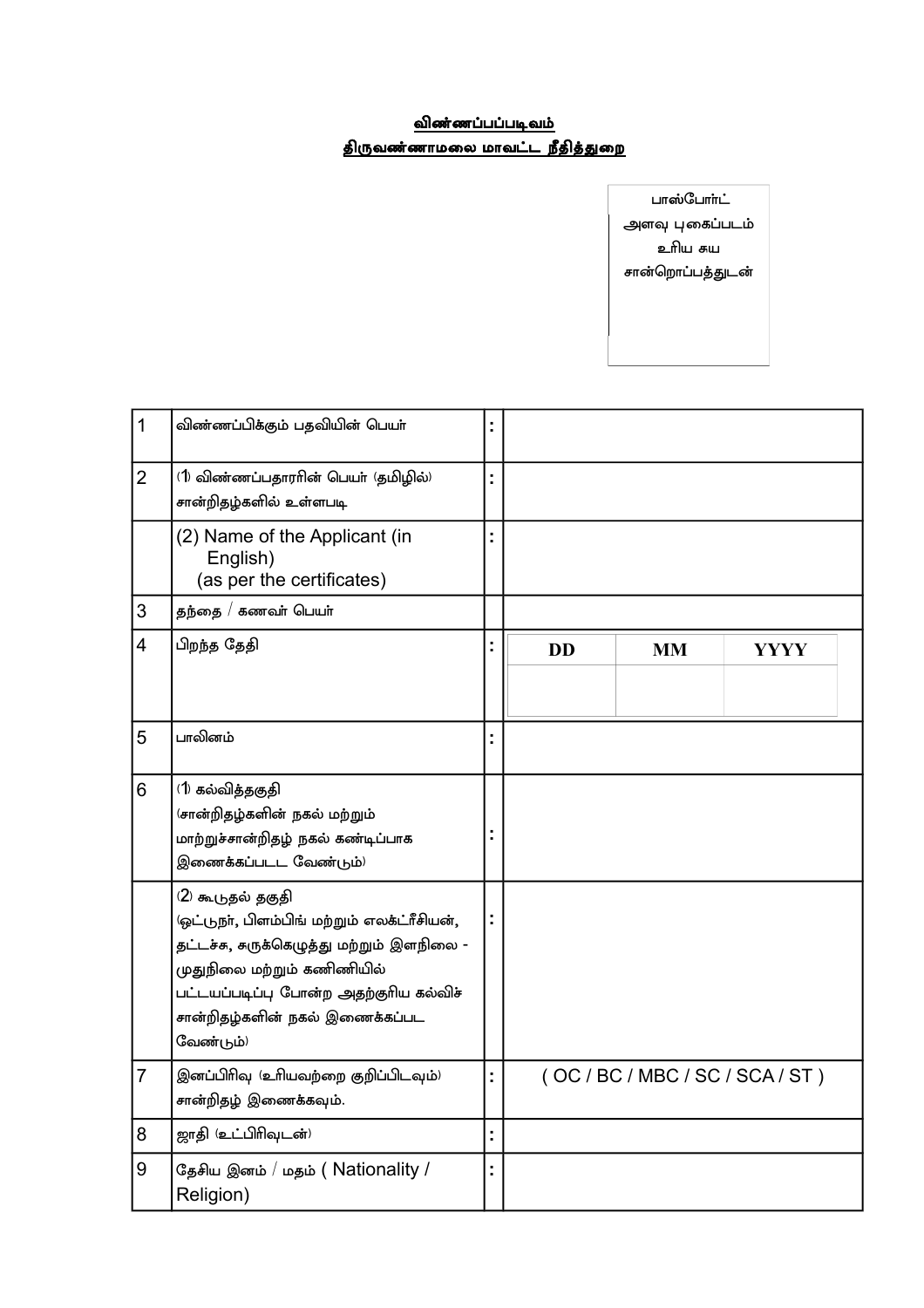**<u>விண்ணப்பப்படிவம்</u>**

**<u>திருவண்ணாமலை மாவட்ட நீதித்துறை</u>**

பாஸ்போர்ட் அளவு புகைப்படம் உரிய சுய சான்றொப்பத்துடன்

| | | | |
|---|---|---|---|
| 1 | விண்ணப்பிக்கும் பதவியின் பெயர் | : | |
| 2 | (1) விண்ணப்பதாரரின் பெயர் (தமிழில்) சான்றிதழ்களில் உள்ளபடி | : | |
| | (2) Name of the Applicant (in English) (as per the certificates) | : | |
| 3 | தந்தை / கணவர் பெயர் | | |
| 4 | பிறந்த தேதி | : | DD / MM / YYYY |
| 5 | பாலினம் | : | |
| 6 | (1) கல்வித்தகுதி (சான்றிதழ்களின் நகல் மற்றும் மாற்றுச்சான்றிதழ் நகல் கண்டிப்பாக இணைக்கப்படட வேண்டும்) | : | |
| | (2) கூடுதல் தகுதி (ஓட்டுநர், பிளம்பிங் மற்றும் எலக்ட்ரீசியன், தட்டச்சு, சுருக்கெழுத்து மற்றும் இளநிலை - முதுநிலை மற்றும் கணிணியில் பட்டயப்படிப்பு போன்ற அதற்குரிய கல்விச் சான்றிதழ்களின் நகல் இணைக்கப்பட வேண்டும்) | : | |
| 7 | இனப்பிரிவு (உரியவற்றை குறிப்பிடவும்) சான்றிதழ் இணைக்கவும். | : | ( OC / BC / MBC / SC / SCA / ST ) |
| 8 | ஜாதி (உட்பிரிவுடன்) | : | |
| 9 | தேசிய இனம் / மதம் ( Nationality / Religion) | : | |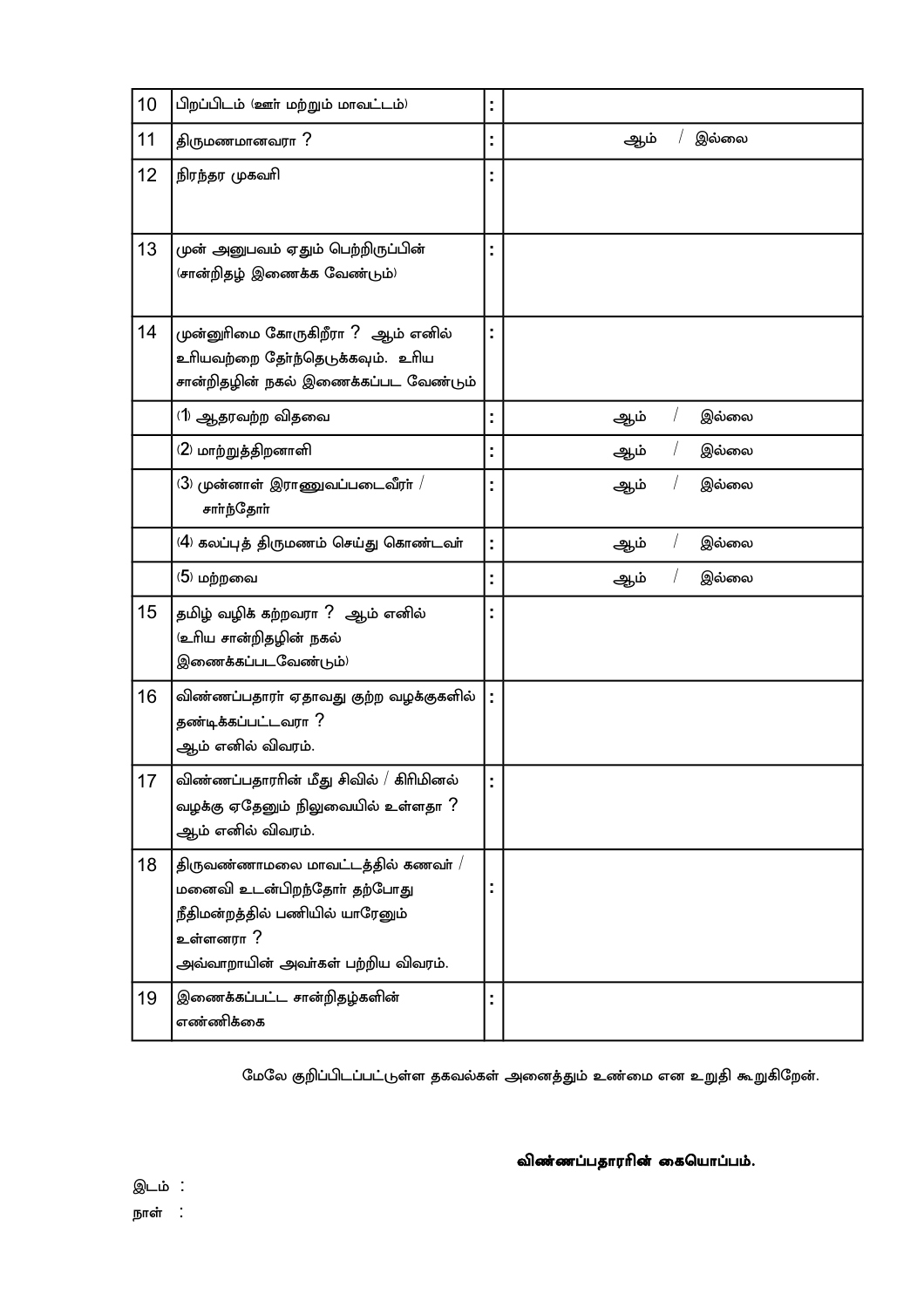| | | | |
|---|---|---|---|
| 10 | பிறப்பிடம் (ஊர் மற்றும் மாவட்டம்) | : | |
| 11 | திருமணமானவரா ? | : | ஆம் / இல்லை |
| 12 | நிரந்தர முகவரி | : | |
| 13 | முன் அனுபவம் ஏதும் பெற்றிருப்பின் (சான்றிதழ் இணைக்க வேண்டும்) | : | |
| 14 | முன்னுரிமை கோருகிறீரா ? ஆம் எனில் உரியவற்றை தேர்ந்தெடுக்கவும். உரிய சான்றிதழின் நகல் இணைக்கப்பட வேண்டும் | : | |
| | (1) ஆதரவற்ற விதவை | : | ஆம் / இல்லை |
| | (2) மாற்றுத்திறனாளி | : | ஆம் / இல்லை |
| | (3) முன்னாள் இராணுவப்படைவீரர் / சார்ந்தோர் | : | ஆம் / இல்லை |
| | (4) கலப்புத் திருமணம் செய்து கொண்டவர் | : | ஆம் / இல்லை |
| | (5) மற்றவை | : | ஆம் / இல்லை |
| 15 | தமிழ் வழிக் கற்றவரா ? ஆம் எனில் (உரிய சான்றிதழின் நகல் இணைக்கப்படவேண்டும்) | : | |
| 16 | விண்ணப்பதாரர் ஏதாவது குற்ற வழக்குகளில் தண்டிக்கப்பட்டவரா ? ஆம் எனில் விவரம். | : | |
| 17 | விண்ணப்பதாரரின் மீது சிவில் / கிரிமினல் வழக்கு ஏதேனும் நிலுவையில் உள்ளதா ? ஆம் எனில் விவரம். | : | |
| 18 | திருவண்ணாமலை மாவட்டத்தில் கணவர் / மனைவி உடன்பிறந்தோர் தற்போது நீதிமன்றத்தில் பணியில் யாரேனும் உள்ளனரா ? அவ்வாறாயின் அவர்கள் பற்றிய விவரம். | : | |
| 19 | இணைக்கப்பட்ட சான்றிதழ்களின் எண்ணிக்கை | : | |

மேலே குறிப்பிடப்பட்டுள்ள தகவல்கள் அனைத்தும் உண்மை என உறுதி கூறுகிறேன்.

**விண்ணப்பதாரரின் கையொப்பம்.**

இடம் :

நாள் :